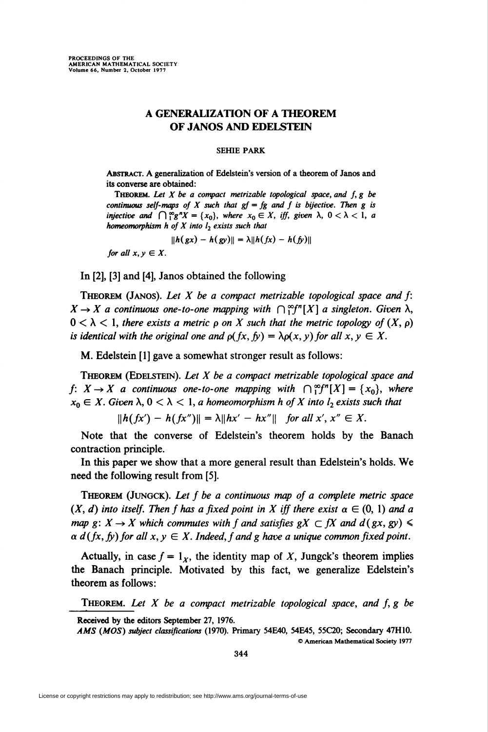# A GENERALIZATION OF A THEOREM OF JANOS AND EDELSTEIN

SEHIE PARK

ABSTRACT. A generalization of Edelstein's version of a theorem of Janos and its converse are obtained:

THEOREM. *Let $X$ be a compact metrizable topological space, and $f, g$ be continuous self-maps of $X$ such that $gf = fg$ and $f$ is bijective. Then $g$ is injective and $\bigcap_1^\infty g^n X = \{x_0\}$, where $x_0 \in X$, iff, given $\lambda$, $0 < \lambda < 1$, a homeomorphism $h$ of $X$ into $l_2$ exists such that*

$$\|h(gx) - h(gy)\| = \lambda \|h(fx) - h(fy)\|$$

*for all $x, y \in X$.*

In [2], [3] and [4], Janos obtained the following

THEOREM (JANOS). *Let $X$ be a compact metrizable topological space and $f$: $X \to X$ a continuous one-to-one mapping with $\bigcap_1^\infty f^n[X]$ a singleton. Given $\lambda$, $0 < \lambda < 1$, there exists a metric $\rho$ on $X$ such that the metric topology of $(X, \rho)$ is identical with the original one and $\rho(fx, fy) = \lambda\rho(x, y)$ for all $x, y \in X$.*

M. Edelstein [1] gave a somewhat stronger result as follows:

THEOREM (EDELSTEIN). *Let $X$ be a compact metrizable topological space and $f$: $X \to X$ a continuous one-to-one mapping with $\bigcap_1^\infty f^n[X] = \{x_0\}$, where $x_0 \in X$. Given $\lambda$, $0 < \lambda < 1$, a homeomorphism $h$ of $X$ into $l_2$ exists such that*

$$\|h(fx') - h(fx'')\| = \lambda \|hx' - hx''\| \quad \text{for all } x', x'' \in X.$$

Note that the converse of Edelstein's theorem holds by the Banach contraction principle.

In this paper we show that a more general result than Edelstein's holds. We need the following result from [5].

THEOREM (JUNGCK). *Let $f$ be a continuous map of a complete metric space $(X, d)$ into itself. Then $f$ has a fixed point in $X$ iff there exist $\alpha \in (0, 1)$ and a map $g$: $X \to X$ which commutes with $f$ and satisfies $gX \subset fX$ and $d(gx, gy) \leqslant \alpha\, d(fx, fy)$ for all $x, y \in X$. Indeed, $f$ and $g$ have a unique common fixed point.*

Actually, in case $f = 1_X$, the identity map of $X$, Jungck's theorem implies the Banach principle. Motivated by this fact, we generalize Edelstein's theorem as follows:

THEOREM. *Let $X$ be a compact metrizable topological space, and $f, g$ be*

Received by the editors September 27, 1976.

*AMS (MOS) subject classifications* (1970). Primary 54E40, 54E45, 55C20; Secondary 47H10.

© American Mathematical Society 1977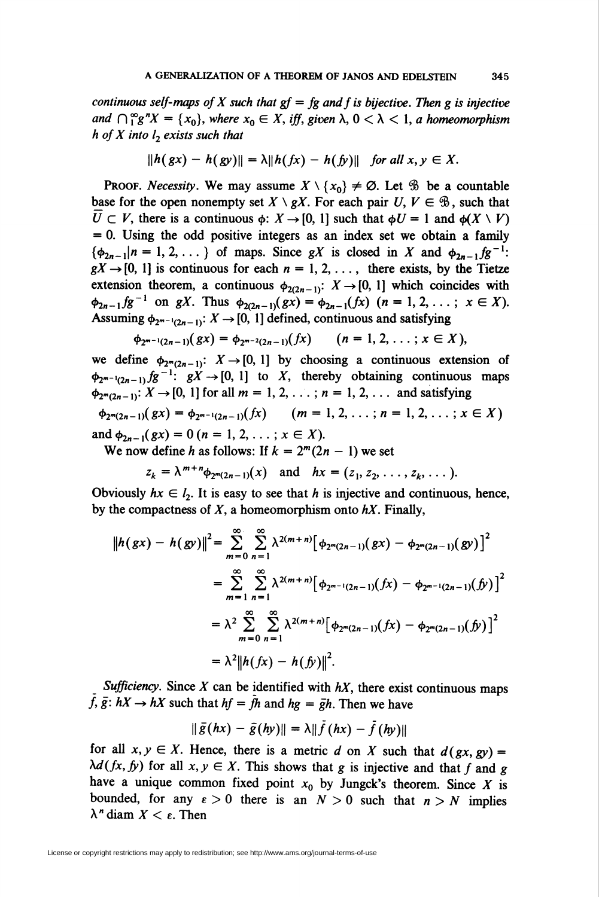*continuous self-maps of* $X$ *such that* $gf = fg$ *and* $f$ *is bijective. Then* $g$ *is injective and* $\bigcap_1^\infty g^n X = \{x_0\}$, *where* $x_0 \in X$, *iff, given* $\lambda$, $0 < \lambda < 1$, *a homeomorphism* $h$ *of* $X$ *into* $l_2$ *exists such that*

$$\|h(gx) - h(gy)\| = \lambda\|h(fx) - h(fy)\| \quad \textit{for all } x, y \in X.$$

PROOF. *Necessity.* We may assume $X \setminus \{x_0\} \neq \varnothing$. Let $\mathfrak{B}$ be a countable base for the open nonempty set $X \setminus gX$. For each pair $U, V \in \mathfrak{B}$, such that $\bar{U} \subset V$, there is a continuous $\phi$: $X \to [0, 1]$ such that $\phi U = 1$ and $\phi(X \setminus V) = 0$. Using the odd positive integers as an index set we obtain a family $\{\phi_{2n-1} | n = 1, 2, \ldots\}$ of maps. Since $gX$ is closed in $X$ and $\phi_{2n-1} f g^{-1}$: $gX \to [0, 1]$ is continuous for each $n = 1, 2, \ldots$, there exists, by the Tietze extension theorem, a continuous $\phi_{2(2n-1)}$: $X \to [0, 1]$ which coincides with $\phi_{2n-1} f g^{-1}$ on $gX$. Thus $\phi_{2(2n-1)}(gx) = \phi_{2n-1}(fx)$ $(n = 1, 2, \ldots; x \in X)$. Assuming $\phi_{2^{m-1}(2n-1)}$: $X \to [0, 1]$ defined, continuous and satisfying

$$\phi_{2^{m-1}(2n-1)}(gx) = \phi_{2^{m-2}(2n-1)}(fx) \qquad (n = 1, 2, \ldots; x \in X),$$

we define $\phi_{2^m(2n-1)}$: $X \to [0, 1]$ by choosing a continuous extension of $\phi_{2^{m-1}(2n-1)} f g^{-1}$: $gX \to [0, 1]$ to $X$, thereby obtaining continuous maps $\phi_{2^m(2n-1)}$: $X \to [0, 1]$ for all $m = 1, 2, \ldots$; $n = 1, 2, \ldots$ and satisfying

$$\phi_{2^m(2n-1)}(gx) = \phi_{2^{m-1}(2n-1)}(fx) \qquad (m = 1, 2, \ldots; n = 1, 2, \ldots; x \in X)$$

and $\phi_{2n-1}(gx) = 0$ $(n = 1, 2, \ldots; x \in X)$.

We now define $h$ as follows: If $k = 2^m(2n-1)$ we set

$$z_k = \lambda^{m+n}\phi_{2^m(2n-1)}(x) \quad \text{and} \quad hx = (z_1, z_2, \ldots, z_k, \ldots).$$

Obviously $hx \in l_2$. It is easy to see that $h$ is injective and continuous, hence, by the compactness of $X$, a homeomorphism onto $hX$. Finally,

$$\begin{aligned}
\|h(gx) - h(gy)\|^2 &= \sum_{m=0}^{\infty}\sum_{n=1}^{\infty} \lambda^{2(m+n)}\left[\phi_{2^m(2n-1)}(gx) - \phi_{2^m(2n-1)}(gy)\right]^2 \\
&= \sum_{m=1}^{\infty}\sum_{n=1}^{\infty} \lambda^{2(m+n)}\left[\phi_{2^{m-1}(2n-1)}(fx) - \phi_{2^{m-1}(2n-1)}(fy)\right]^2 \\
&= \lambda^2 \sum_{m=0}^{\infty}\sum_{n=1}^{\infty} \lambda^{2(m+n)}\left[\phi_{2^m(2n-1)}(fx) - \phi_{2^m(2n-1)}(fy)\right]^2 \\
&= \lambda^2\|h(fx) - h(fy)\|^2.
\end{aligned}$$

*Sufficiency.* Since $X$ can be identified with $hX$, there exist continuous maps $\bar{f}, \bar{g}$: $hX \to hX$ such that $hf = \bar{f}h$ and $hg = \bar{g}h$. Then we have

$$\|\bar{g}(hx) - \bar{g}(hy)\| = \lambda\|\bar{f}(hx) - \bar{f}(hy)\|$$

for all $x, y \in X$. Hence, there is a metric $d$ on $X$ such that $d(gx, gy) = \lambda d(fx, fy)$ for all $x, y \in X$. This shows that $g$ is injective and that $f$ and $g$ have a unique common fixed point $x_0$ by Jungck's theorem. Since $X$ is bounded, for any $\varepsilon > 0$ there is an $N > 0$ such that $n > N$ implies $\lambda^n \operatorname{diam} X < \varepsilon$. Then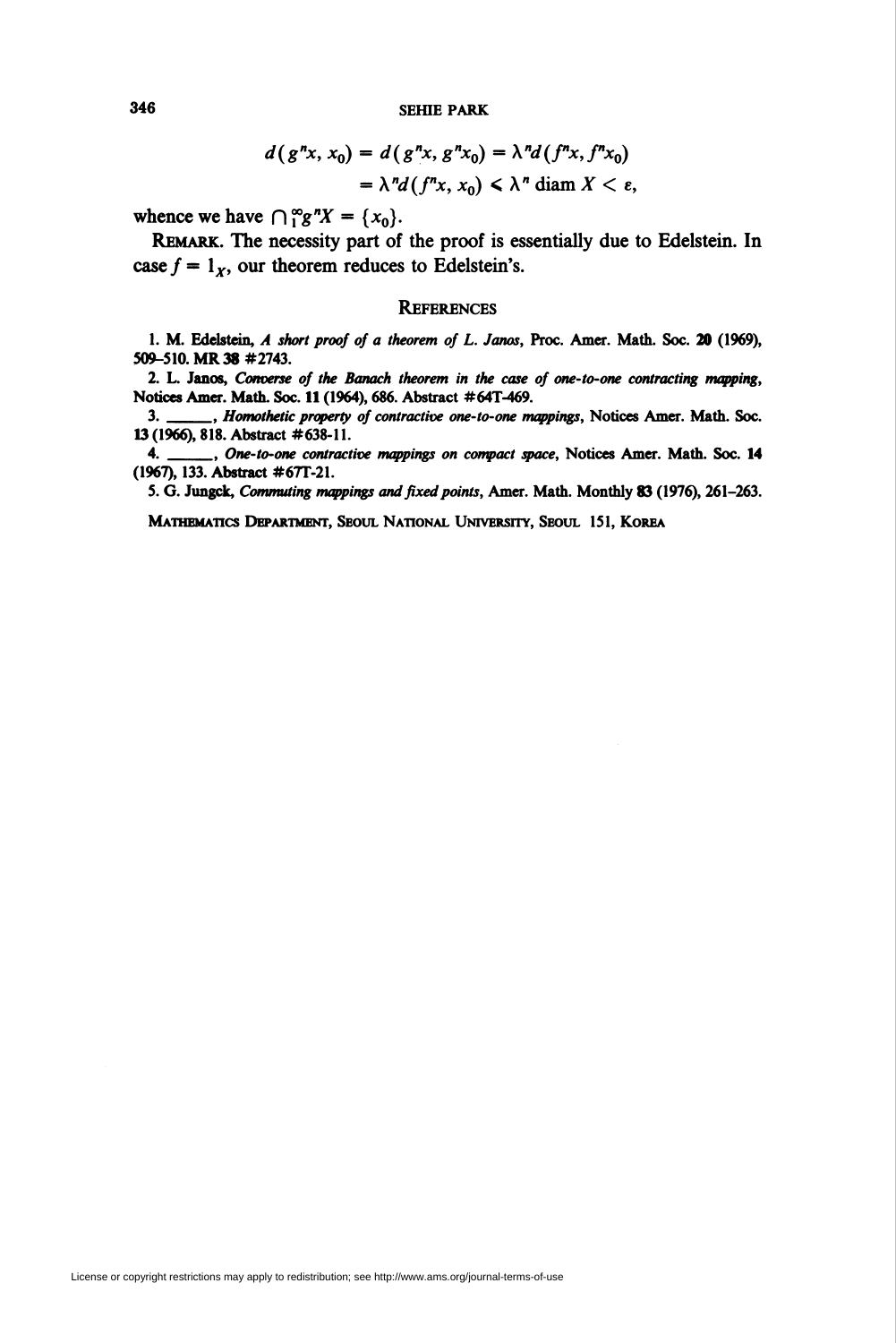$$
\begin{aligned}
d(g^n x, x_0) = d(g^n x, g^n x_0) &= \lambda^n d(f^n x, f^n x_0) \\
&= \lambda^n d(f^n x, x_0) < \lambda^n \operatorname{diam} X < \varepsilon,
\end{aligned}
$$

whence we have $\bigcap_1^\infty g^n X = \{x_0\}$.

REMARK. The necessity part of the proof is essentially due to Edelstein. In case $f = 1_X$, our theorem reduces to Edelstein's.

## REFERENCES

1. M. Edelstein, *A short proof of a theorem of L. Janos*, Proc. Amer. Math. Soc. **20** (1969), 509–510. MR **38** #2743.

2. L. Janos, *Converse of the Banach theorem in the case of one-to-one contracting mapping*, Notices Amer. Math. Soc. **11** (1964), 686. Abstract #64T-469.

3. ______, *Homothetic property of contractive one-to-one mappings*, Notices Amer. Math. Soc. **13** (1966), 818. Abstract #638-11.

4. ______, *One-to-one contractive mappings on compact space*, Notices Amer. Math. Soc. **14** (1967), 133. Abstract #67T-21.

5. G. Jungck, *Commuting mappings and fixed points*, Amer. Math. Monthly **83** (1976), 261–263.

MATHEMATICS DEPARTMENT, SEOUL NATIONAL UNIVERSITY, SEOUL 151, KOREA